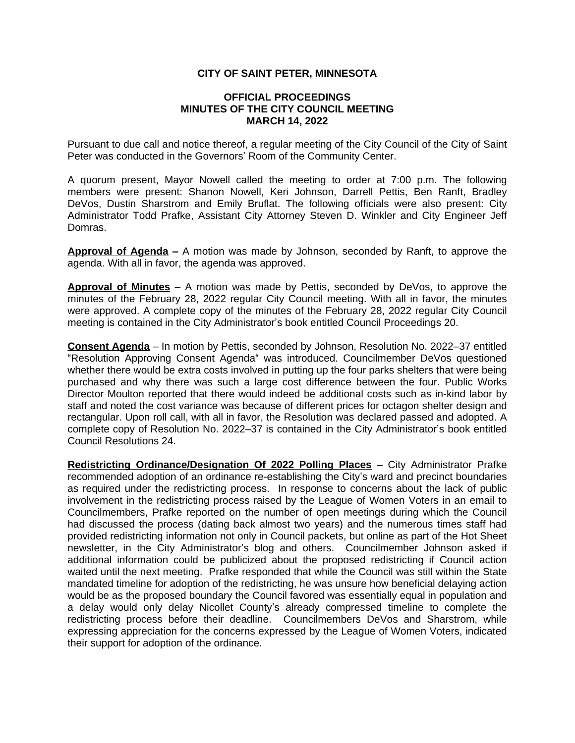**CITY OF SAINT PETER, MINNESOTA**

**OFFICIAL PROCEEDINGS**
**MINUTES OF THE CITY COUNCIL MEETING**
**MARCH 14, 2022**

Pursuant to due call and notice thereof, a regular meeting of the City Council of the City of Saint Peter was conducted in the Governors' Room of the Community Center.

A quorum present, Mayor Nowell called the meeting to order at 7:00 p.m. The following members were present: Shanon Nowell, Keri Johnson, Darrell Pettis, Ben Ranft, Bradley DeVos, Dustin Sharstrom and Emily Bruflat. The following officials were also present: City Administrator Todd Prafke, Assistant City Attorney Steven D. Winkler and City Engineer Jeff Domras.

**Approval of Agenda –** A motion was made by Johnson, seconded by Ranft, to approve the agenda. With all in favor, the agenda was approved.

**Approval of Minutes** – A motion was made by Pettis, seconded by DeVos, to approve the minutes of the February 28, 2022 regular City Council meeting. With all in favor, the minutes were approved. A complete copy of the minutes of the February 28, 2022 regular City Council meeting is contained in the City Administrator's book entitled Council Proceedings 20.

**Consent Agenda** – In motion by Pettis, seconded by Johnson, Resolution No. 2022–37 entitled "Resolution Approving Consent Agenda" was introduced. Councilmember DeVos questioned whether there would be extra costs involved in putting up the four parks shelters that were being purchased and why there was such a large cost difference between the four. Public Works Director Moulton reported that there would indeed be additional costs such as in-kind labor by staff and noted the cost variance was because of different prices for octagon shelter design and rectangular. Upon roll call, with all in favor, the Resolution was declared passed and adopted. A complete copy of Resolution No. 2022–37 is contained in the City Administrator's book entitled Council Resolutions 24.

**Redistricting Ordinance/Designation Of 2022 Polling Places** – City Administrator Prafke recommended adoption of an ordinance re-establishing the City's ward and precinct boundaries as required under the redistricting process. In response to concerns about the lack of public involvement in the redistricting process raised by the League of Women Voters in an email to Councilmembers, Prafke reported on the number of open meetings during which the Council had discussed the process (dating back almost two years) and the numerous times staff had provided redistricting information not only in Council packets, but online as part of the Hot Sheet newsletter, in the City Administrator's blog and others. Councilmember Johnson asked if additional information could be publicized about the proposed redistricting if Council action waited until the next meeting. Prafke responded that while the Council was still within the State mandated timeline for adoption of the redistricting, he was unsure how beneficial delaying action would be as the proposed boundary the Council favored was essentially equal in population and a delay would only delay Nicollet County's already compressed timeline to complete the redistricting process before their deadline. Councilmembers DeVos and Sharstrom, while expressing appreciation for the concerns expressed by the League of Women Voters, indicated their support for adoption of the ordinance.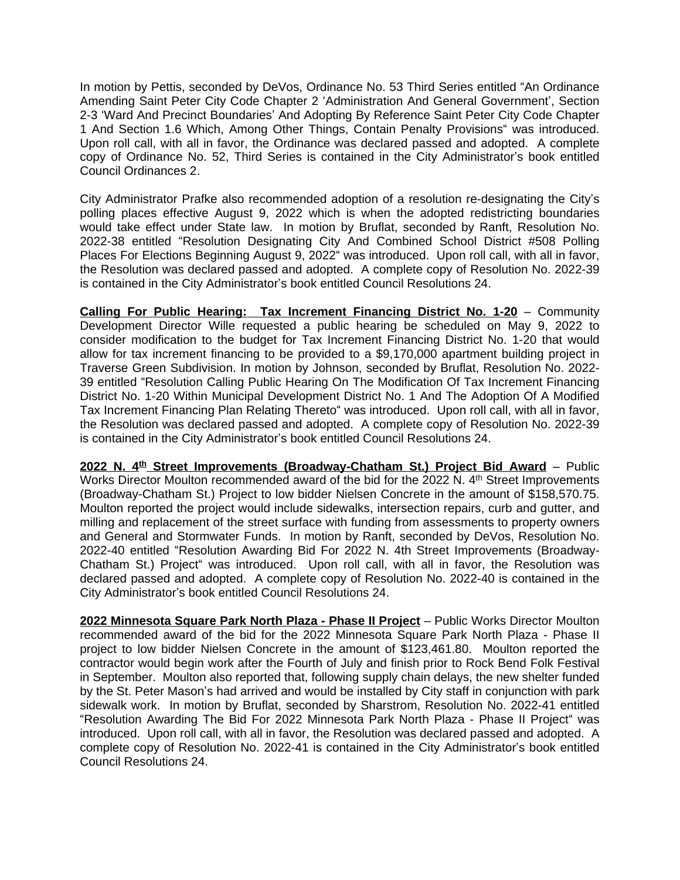In motion by Pettis, seconded by DeVos, Ordinance No. 53 Third Series entitled "An Ordinance Amending Saint Peter City Code Chapter 2 'Administration And General Government', Section 2-3 'Ward And Precinct Boundaries' And Adopting By Reference Saint Peter City Code Chapter 1 And Section 1.6 Which, Among Other Things, Contain Penalty Provisions" was introduced. Upon roll call, with all in favor, the Ordinance was declared passed and adopted. A complete copy of Ordinance No. 52, Third Series is contained in the City Administrator's book entitled Council Ordinances 2.

City Administrator Prafke also recommended adoption of a resolution re-designating the City's polling places effective August 9, 2022 which is when the adopted redistricting boundaries would take effect under State law. In motion by Bruflat, seconded by Ranft, Resolution No. 2022-38 entitled "Resolution Designating City And Combined School District #508 Polling Places For Elections Beginning August 9, 2022" was introduced. Upon roll call, with all in favor, the Resolution was declared passed and adopted. A complete copy of Resolution No. 2022-39 is contained in the City Administrator's book entitled Council Resolutions 24.

**Calling For Public Hearing: Tax Increment Financing District No. 1-20** – Community Development Director Wille requested a public hearing be scheduled on May 9, 2022 to consider modification to the budget for Tax Increment Financing District No. 1-20 that would allow for tax increment financing to be provided to a $9,170,000 apartment building project in Traverse Green Subdivision. In motion by Johnson, seconded by Bruflat, Resolution No. 2022-39 entitled "Resolution Calling Public Hearing On The Modification Of Tax Increment Financing District No. 1-20 Within Municipal Development District No. 1 And The Adoption Of A Modified Tax Increment Financing Plan Relating Thereto" was introduced. Upon roll call, with all in favor, the Resolution was declared passed and adopted. A complete copy of Resolution No. 2022-39 is contained in the City Administrator's book entitled Council Resolutions 24.

**2022 N. 4th Street Improvements (Broadway-Chatham St.) Project Bid Award** – Public Works Director Moulton recommended award of the bid for the 2022 N. 4th Street Improvements (Broadway-Chatham St.) Project to low bidder Nielsen Concrete in the amount of $158,570.75. Moulton reported the project would include sidewalks, intersection repairs, curb and gutter, and milling and replacement of the street surface with funding from assessments to property owners and General and Stormwater Funds. In motion by Ranft, seconded by DeVos, Resolution No. 2022-40 entitled "Resolution Awarding Bid For 2022 N. 4th Street Improvements (Broadway-Chatham St.) Project" was introduced. Upon roll call, with all in favor, the Resolution was declared passed and adopted. A complete copy of Resolution No. 2022-40 is contained in the City Administrator's book entitled Council Resolutions 24.

**2022 Minnesota Square Park North Plaza - Phase II Project** – Public Works Director Moulton recommended award of the bid for the 2022 Minnesota Square Park North Plaza - Phase II project to low bidder Nielsen Concrete in the amount of $123,461.80. Moulton reported the contractor would begin work after the Fourth of July and finish prior to Rock Bend Folk Festival in September. Moulton also reported that, following supply chain delays, the new shelter funded by the St. Peter Mason's had arrived and would be installed by City staff in conjunction with park sidewalk work. In motion by Bruflat, seconded by Sharstrom, Resolution No. 2022-41 entitled "Resolution Awarding The Bid For 2022 Minnesota Park North Plaza - Phase II Project" was introduced. Upon roll call, with all in favor, the Resolution was declared passed and adopted. A complete copy of Resolution No. 2022-41 is contained in the City Administrator's book entitled Council Resolutions 24.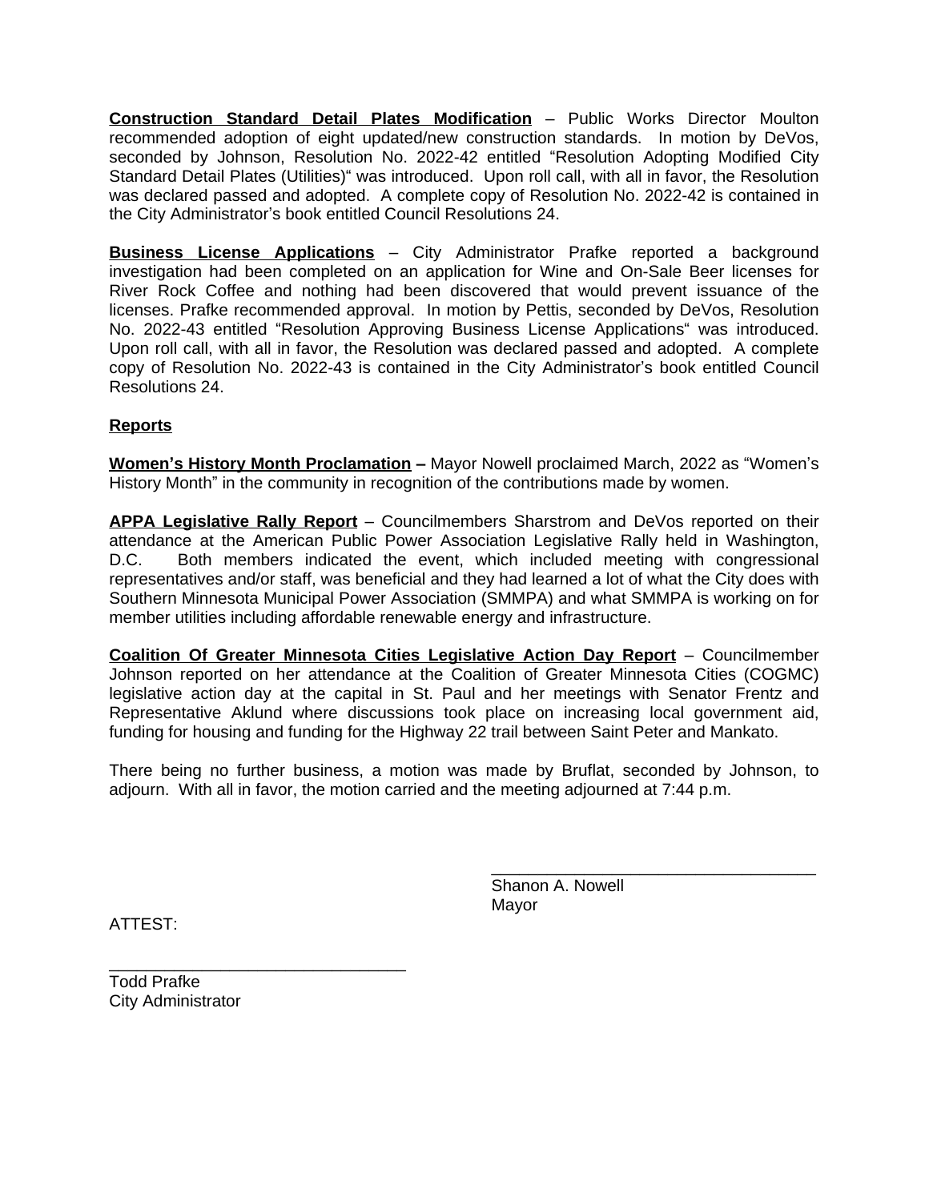**Construction Standard Detail Plates Modification** – Public Works Director Moulton recommended adoption of eight updated/new construction standards. In motion by DeVos, seconded by Johnson, Resolution No. 2022-42 entitled "Resolution Adopting Modified City Standard Detail Plates (Utilities)" was introduced. Upon roll call, with all in favor, the Resolution was declared passed and adopted. A complete copy of Resolution No. 2022-42 is contained in the City Administrator's book entitled Council Resolutions 24.

**Business License Applications** – City Administrator Prafke reported a background investigation had been completed on an application for Wine and On-Sale Beer licenses for River Rock Coffee and nothing had been discovered that would prevent issuance of the licenses. Prafke recommended approval. In motion by Pettis, seconded by DeVos, Resolution No. 2022-43 entitled "Resolution Approving Business License Applications" was introduced. Upon roll call, with all in favor, the Resolution was declared passed and adopted. A complete copy of Resolution No. 2022-43 is contained in the City Administrator's book entitled Council Resolutions 24.

**Reports**

**Women's History Month Proclamation –** Mayor Nowell proclaimed March, 2022 as "Women's History Month" in the community in recognition of the contributions made by women.

**APPA Legislative Rally Report** – Councilmembers Sharstrom and DeVos reported on their attendance at the American Public Power Association Legislative Rally held in Washington, D.C. Both members indicated the event, which included meeting with congressional representatives and/or staff, was beneficial and they had learned a lot of what the City does with Southern Minnesota Municipal Power Association (SMMPA) and what SMMPA is working on for member utilities including affordable renewable energy and infrastructure.

**Coalition Of Greater Minnesota Cities Legislative Action Day Report** – Councilmember Johnson reported on her attendance at the Coalition of Greater Minnesota Cities (COGMC) legislative action day at the capital in St. Paul and her meetings with Senator Frentz and Representative Aklund where discussions took place on increasing local government aid, funding for housing and funding for the Highway 22 trail between Saint Peter and Mankato.

There being no further business, a motion was made by Bruflat, seconded by Johnson, to adjourn. With all in favor, the motion carried and the meeting adjourned at 7:44 p.m.

\_\_\_\_\_\_\_\_\_\_\_\_\_\_\_\_\_\_\_\_\_\_\_\_\_\_\_\_\_\_\_\_\_\_
Shanon A. Nowell
Mayor

ATTEST:

\_\_\_\_\_\_\_\_\_\_\_\_\_\_\_\_\_\_\_\_\_\_\_\_\_\_\_\_\_\_\_\_\_\_
Todd Prafke
City Administrator